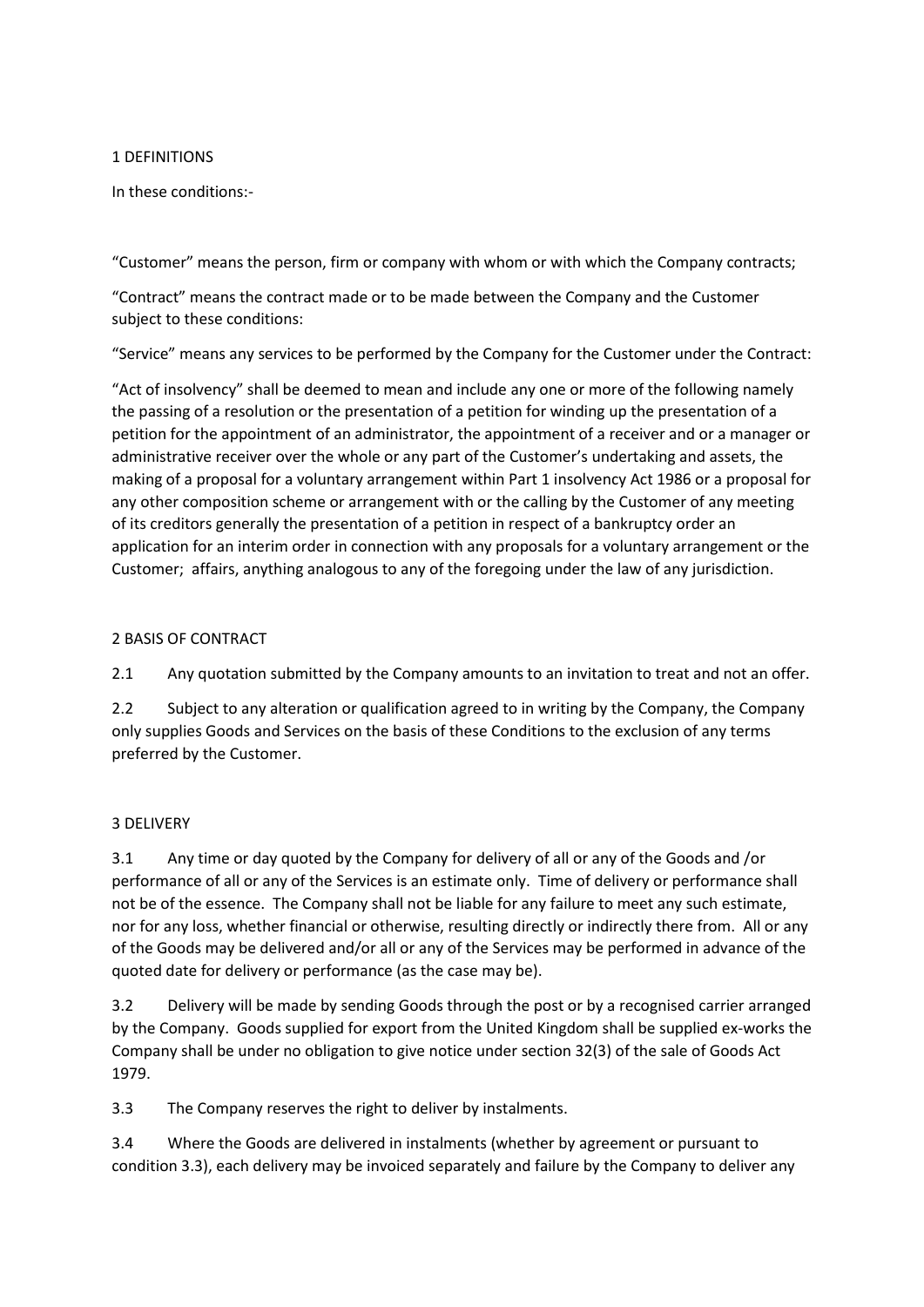## 1 DEFINITIONS

In these conditions:-

"Customer" means the person, firm or company with whom or with which the Company contracts;

"Contract" means the contract made or to be made between the Company and the Customer subject to these conditions:

"Service" means any services to be performed by the Company for the Customer under the Contract:

"Act of insolvency" shall be deemed to mean and include any one or more of the following namely the passing of a resolution or the presentation of a petition for winding up the presentation of a petition for the appointment of an administrator, the appointment of a receiver and or a manager or administrative receiver over the whole or any part of the Customer's undertaking and assets, the making of a proposal for a voluntary arrangement within Part 1 insolvency Act 1986 or a proposal for any other composition scheme or arrangement with or the calling by the Customer of any meeting of its creditors generally the presentation of a petition in respect of a bankruptcy order an application for an interim order in connection with any proposals for a voluntary arrangement or the Customer; affairs, anything analogous to any of the foregoing under the law of any jurisdiction.

## 2 BASIS OF CONTRACT

2.1 Any quotation submitted by the Company amounts to an invitation to treat and not an offer.

2.2 Subject to any alteration or qualification agreed to in writing by the Company, the Company only supplies Goods and Services on the basis of these Conditions to the exclusion of any terms preferred by the Customer.

## 3 DELIVERY

3.1 Any time or day quoted by the Company for delivery of all or any of the Goods and /or performance of all or any of the Services is an estimate only. Time of delivery or performance shall not be of the essence. The Company shall not be liable for any failure to meet any such estimate, nor for any loss, whether financial or otherwise, resulting directly or indirectly there from. All or any of the Goods may be delivered and/or all or any of the Services may be performed in advance of the quoted date for delivery or performance (as the case may be).

3.2 Delivery will be made by sending Goods through the post or by a recognised carrier arranged by the Company. Goods supplied for export from the United Kingdom shall be supplied ex-works the Company shall be under no obligation to give notice under section 32(3) of the sale of Goods Act 1979.

3.3 The Company reserves the right to deliver by instalments.

3.4 Where the Goods are delivered in instalments (whether by agreement or pursuant to condition 3.3), each delivery may be invoiced separately and failure by the Company to deliver any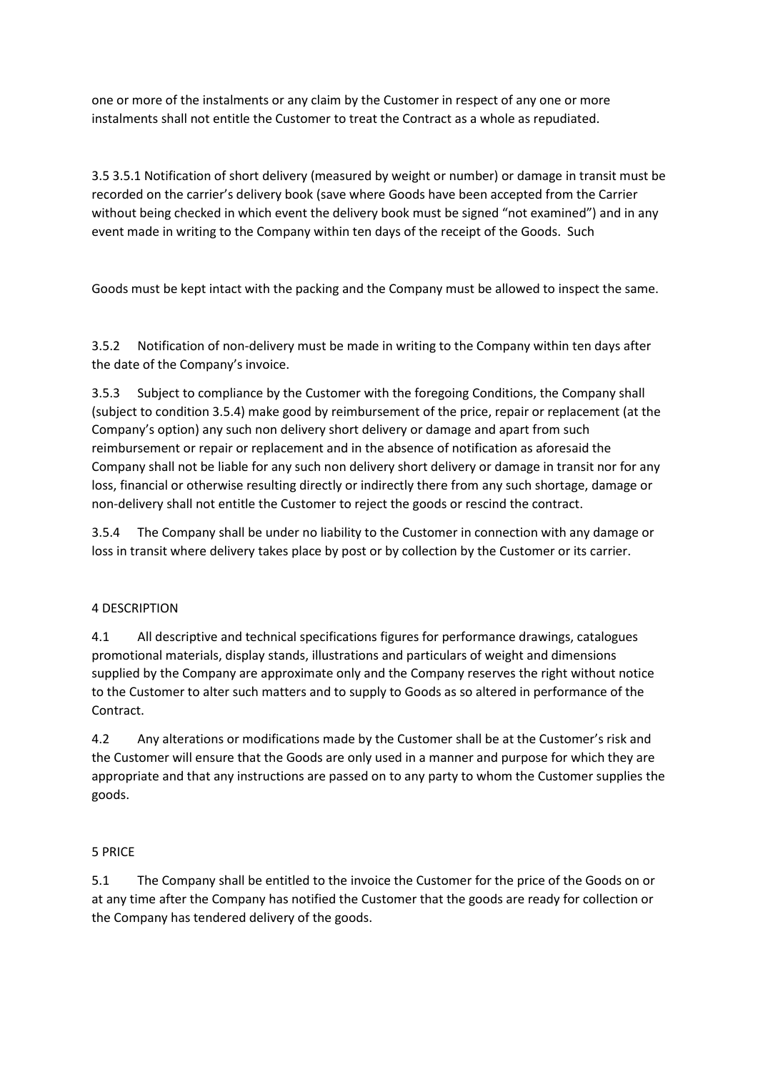one or more of the instalments or any claim by the Customer in respect of any one or more instalments shall not entitle the Customer to treat the Contract as a whole as repudiated.

3.5 3.5.1 Notification of short delivery (measured by weight or number) or damage in transit must be recorded on the carrier's delivery book (save where Goods have been accepted from the Carrier without being checked in which event the delivery book must be signed "not examined") and in any event made in writing to the Company within ten days of the receipt of the Goods. Such

Goods must be kept intact with the packing and the Company must be allowed to inspect the same.

3.5.2 Notification of non-delivery must be made in writing to the Company within ten days after the date of the Company's invoice.

3.5.3 Subject to compliance by the Customer with the foregoing Conditions, the Company shall (subject to condition 3.5.4) make good by reimbursement of the price, repair or replacement (at the Company's option) any such non delivery short delivery or damage and apart from such reimbursement or repair or replacement and in the absence of notification as aforesaid the Company shall not be liable for any such non delivery short delivery or damage in transit nor for any loss, financial or otherwise resulting directly or indirectly there from any such shortage, damage or non-delivery shall not entitle the Customer to reject the goods or rescind the contract.

3.5.4 The Company shall be under no liability to the Customer in connection with any damage or loss in transit where delivery takes place by post or by collection by the Customer or its carrier.

## 4 DESCRIPTION

4.1 All descriptive and technical specifications figures for performance drawings, catalogues promotional materials, display stands, illustrations and particulars of weight and dimensions supplied by the Company are approximate only and the Company reserves the right without notice to the Customer to alter such matters and to supply to Goods as so altered in performance of the Contract.

4.2 Any alterations or modifications made by the Customer shall be at the Customer's risk and the Customer will ensure that the Goods are only used in a manner and purpose for which they are appropriate and that any instructions are passed on to any party to whom the Customer supplies the goods.

## 5 PRICE

5.1 The Company shall be entitled to the invoice the Customer for the price of the Goods on or at any time after the Company has notified the Customer that the goods are ready for collection or the Company has tendered delivery of the goods.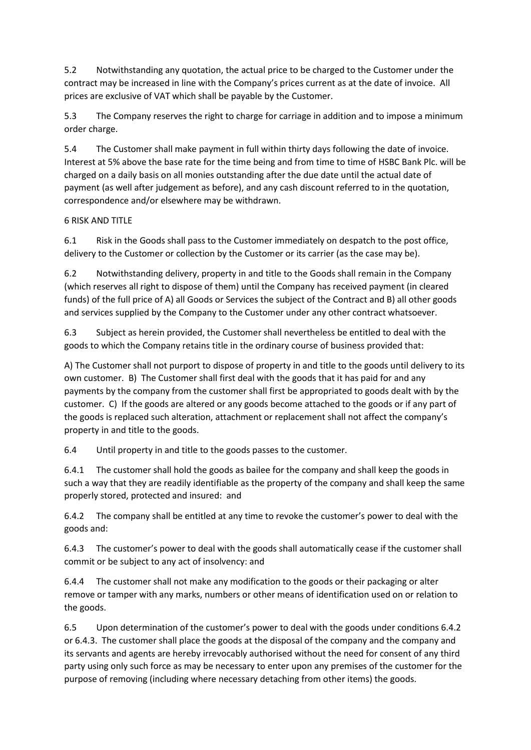5.2 Notwithstanding any quotation, the actual price to be charged to the Customer under the contract may be increased in line with the Company's prices current as at the date of invoice. All prices are exclusive of VAT which shall be payable by the Customer.

5.3 The Company reserves the right to charge for carriage in addition and to impose a minimum order charge.

5.4 The Customer shall make payment in full within thirty days following the date of invoice. Interest at 5% above the base rate for the time being and from time to time of HSBC Bank Plc. will be charged on a daily basis on all monies outstanding after the due date until the actual date of payment (as well after judgement as before), and any cash discount referred to in the quotation, correspondence and/or elsewhere may be withdrawn.

6 RISK AND TITLE

6.1 Risk in the Goods shall pass to the Customer immediately on despatch to the post office, delivery to the Customer or collection by the Customer or its carrier (as the case may be).

6.2 Notwithstanding delivery, property in and title to the Goods shall remain in the Company (which reserves all right to dispose of them) until the Company has received payment (in cleared funds) of the full price of A) all Goods or Services the subject of the Contract and B) all other goods and services supplied by the Company to the Customer under any other contract whatsoever.

6.3 Subject as herein provided, the Customer shall nevertheless be entitled to deal with the goods to which the Company retains title in the ordinary course of business provided that:

A) The Customer shall not purport to dispose of property in and title to the goods until delivery to its own customer. B) The Customer shall first deal with the goods that it has paid for and any payments by the company from the customer shall first be appropriated to goods dealt with by the customer. C) If the goods are altered or any goods become attached to the goods or if any part of the goods is replaced such alteration, attachment or replacement shall not affect the company's property in and title to the goods.

6.4 Until property in and title to the goods passes to the customer.

6.4.1 The customer shall hold the goods as bailee for the company and shall keep the goods in such a way that they are readily identifiable as the property of the company and shall keep the same properly stored, protected and insured: and

6.4.2 The company shall be entitled at any time to revoke the customer's power to deal with the goods and:

6.4.3 The customer's power to deal with the goods shall automatically cease if the customer shall commit or be subject to any act of insolvency: and

6.4.4 The customer shall not make any modification to the goods or their packaging or alter remove or tamper with any marks, numbers or other means of identification used on or relation to the goods.

6.5 Upon determination of the customer's power to deal with the goods under conditions 6.4.2 or 6.4.3. The customer shall place the goods at the disposal of the company and the company and its servants and agents are hereby irrevocably authorised without the need for consent of any third party using only such force as may be necessary to enter upon any premises of the customer for the purpose of removing (including where necessary detaching from other items) the goods.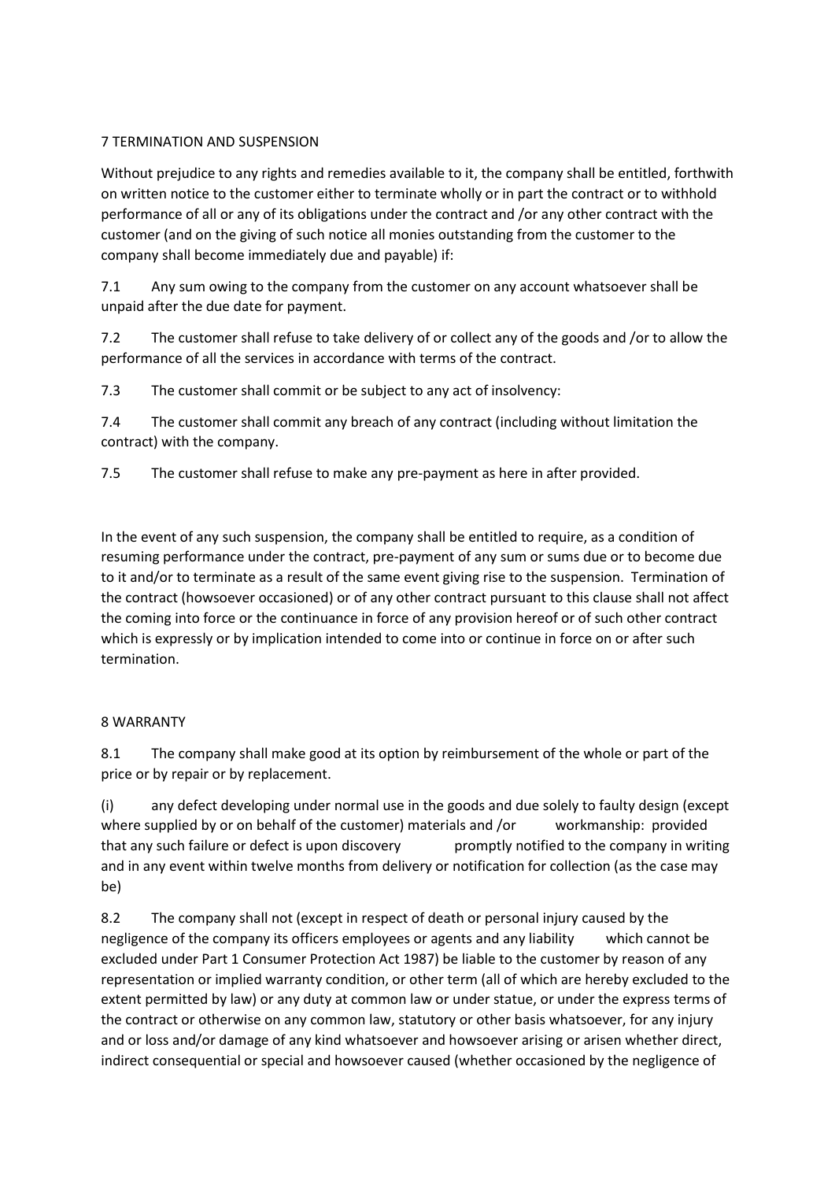## 7 TERMINATION AND SUSPENSION

Without prejudice to any rights and remedies available to it, the company shall be entitled, forthwith on written notice to the customer either to terminate wholly or in part the contract or to withhold performance of all or any of its obligations under the contract and /or any other contract with the customer (and on the giving of such notice all monies outstanding from the customer to the company shall become immediately due and payable) if:

7.1 Any sum owing to the company from the customer on any account whatsoever shall be unpaid after the due date for payment.

7.2 The customer shall refuse to take delivery of or collect any of the goods and /or to allow the performance of all the services in accordance with terms of the contract.

7.3 The customer shall commit or be subject to any act of insolvency:

7.4 The customer shall commit any breach of any contract (including without limitation the contract) with the company.

7.5 The customer shall refuse to make any pre-payment as here in after provided.

In the event of any such suspension, the company shall be entitled to require, as a condition of resuming performance under the contract, pre-payment of any sum or sums due or to become due to it and/or to terminate as a result of the same event giving rise to the suspension. Termination of the contract (howsoever occasioned) or of any other contract pursuant to this clause shall not affect the coming into force or the continuance in force of any provision hereof or of such other contract which is expressly or by implication intended to come into or continue in force on or after such termination.

## 8 WARRANTY

8.1 The company shall make good at its option by reimbursement of the whole or part of the price or by repair or by replacement.

(i) any defect developing under normal use in the goods and due solely to faulty design (except where supplied by or on behalf of the customer) materials and /or workmanship: provided that any such failure or defect is upon discovery promptly notified to the company in writing and in any event within twelve months from delivery or notification for collection (as the case may be)

8.2 The company shall not (except in respect of death or personal injury caused by the negligence of the company its officers employees or agents and any liability which cannot be excluded under Part 1 Consumer Protection Act 1987) be liable to the customer by reason of any representation or implied warranty condition, or other term (all of which are hereby excluded to the extent permitted by law) or any duty at common law or under statue, or under the express terms of the contract or otherwise on any common law, statutory or other basis whatsoever, for any injury and or loss and/or damage of any kind whatsoever and howsoever arising or arisen whether direct, indirect consequential or special and howsoever caused (whether occasioned by the negligence of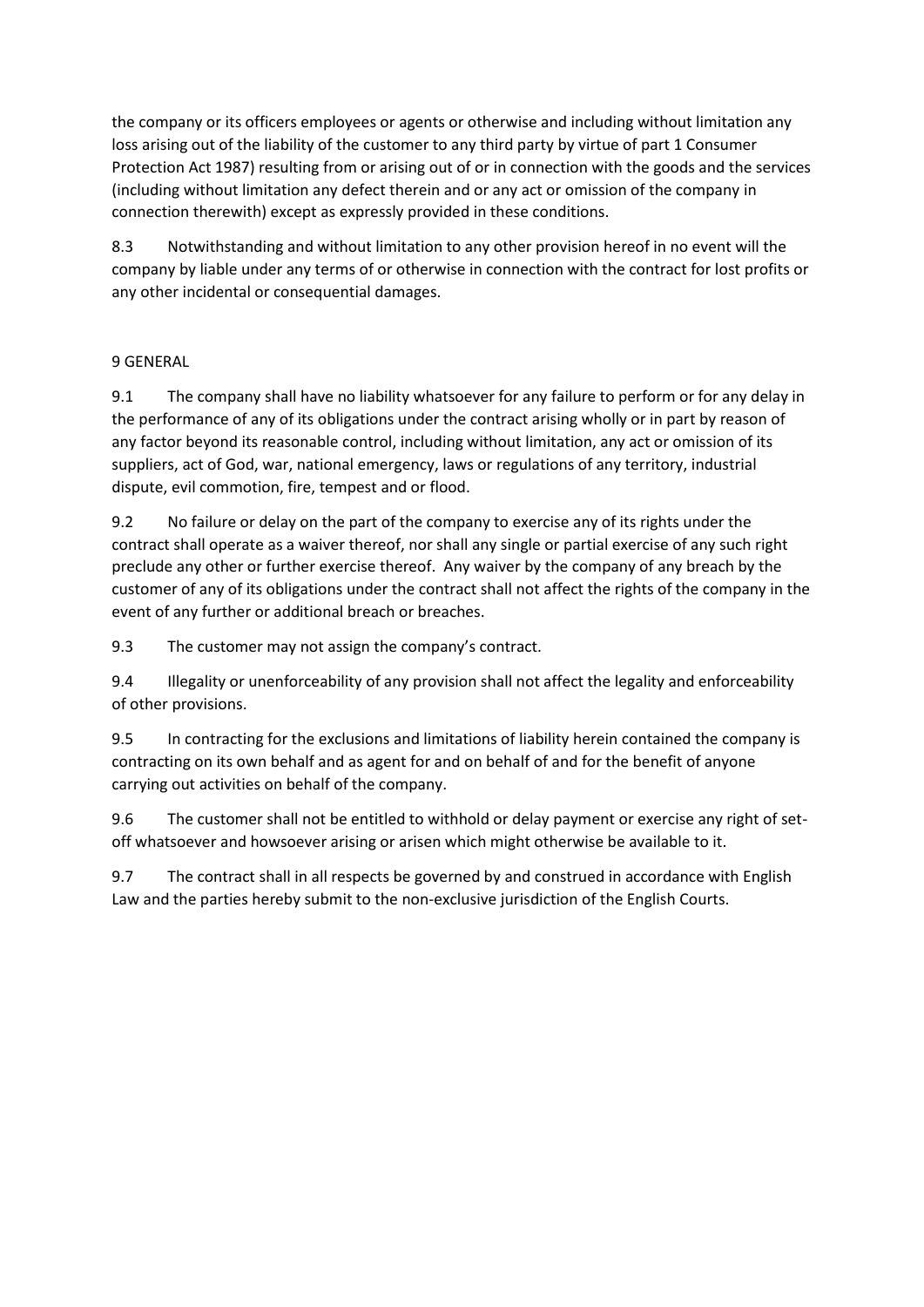the company or its officers employees or agents or otherwise and including without limitation any loss arising out of the liability of the customer to any third party by virtue of part 1 Consumer Protection Act 1987) resulting from or arising out of or in connection with the goods and the services (including without limitation any defect therein and or any act or omission of the company in connection therewith) except as expressly provided in these conditions.

8.3 Notwithstanding and without limitation to any other provision hereof in no event will the company by liable under any terms of or otherwise in connection with the contract for lost profits or any other incidental or consequential damages.

9 GENERAL

9.1 The company shall have no liability whatsoever for any failure to perform or for any delay in the performance of any of its obligations under the contract arising wholly or in part by reason of any factor beyond its reasonable control, including without limitation, any act or omission of its suppliers, act of God, war, national emergency, laws or regulations of any territory, industrial dispute, evil commotion, fire, tempest and or flood.

9.2 No failure or delay on the part of the company to exercise any of its rights under the contract shall operate as a waiver thereof, nor shall any single or partial exercise of any such right preclude any other or further exercise thereof. Any waiver by the company of any breach by the customer of any of its obligations under the contract shall not affect the rights of the company in the event of any further or additional breach or breaches.

9.3 The customer may not assign the company's contract.

9.4 Illegality or unenforceability of any provision shall not affect the legality and enforceability of other provisions.

9.5 In contracting for the exclusions and limitations of liability herein contained the company is contracting on its own behalf and as agent for and on behalf of and for the benefit of anyone carrying out activities on behalf of the company.

9.6 The customer shall not be entitled to withhold or delay payment or exercise any right of set-off whatsoever and howsoever arising or arisen which might otherwise be available to it.

9.7 The contract shall in all respects be governed by and construed in accordance with English Law and the parties hereby submit to the non-exclusive jurisdiction of the English Courts.